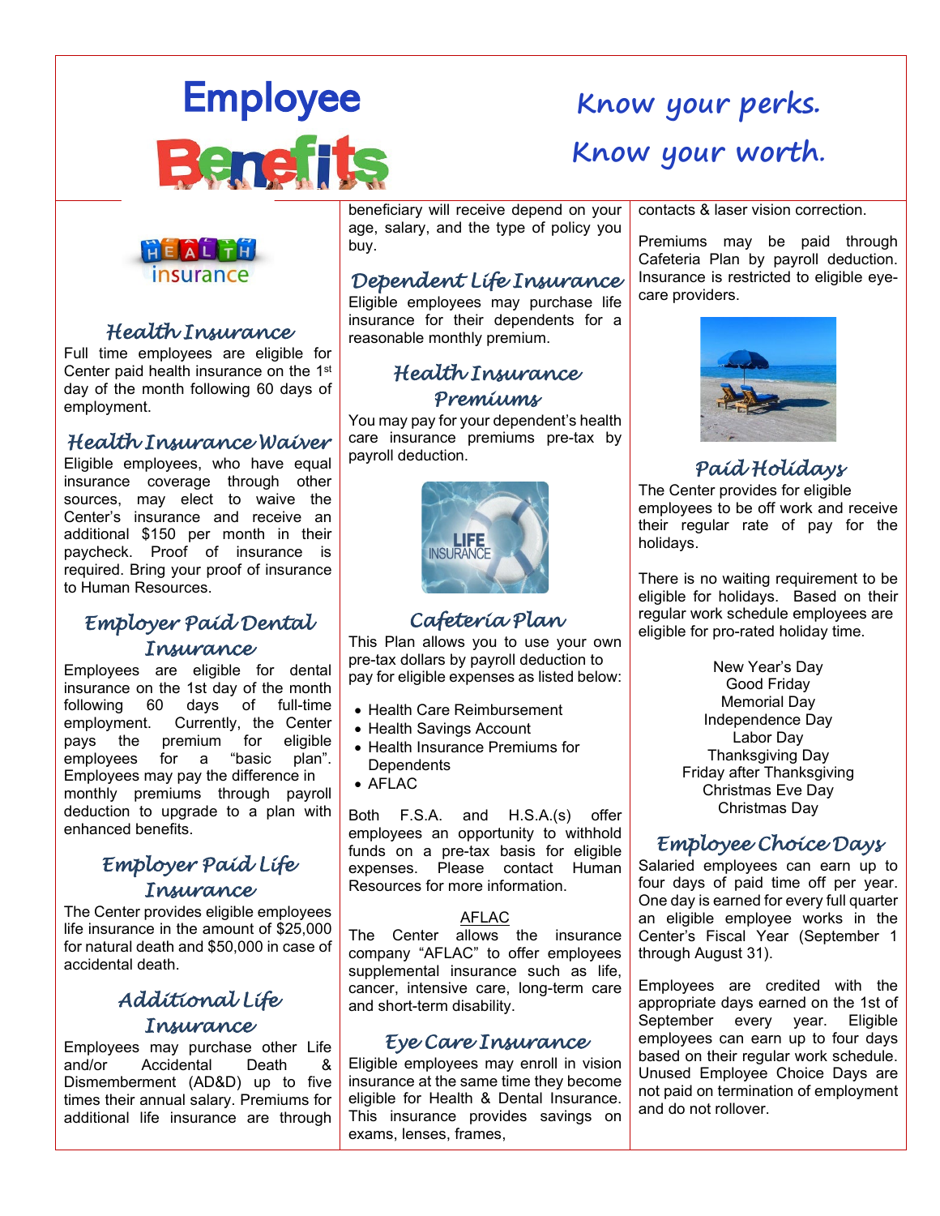# Employee Benefits

**Know your perks.**
**Know your worth.**

## Health Insurance

Full time employees are eligible for Center paid health insurance on the 1st day of the month following 60 days of employment.

## Health Insurance Waiver

Eligible employees, who have equal insurance coverage through other sources, may elect to waive the Center's insurance and receive an additional $150 per month in their paycheck. Proof of insurance is required. Bring your proof of insurance to Human Resources.

## Employer Paid Dental Insurance

Employees are eligible for dental insurance on the 1st day of the month following 60 days of full-time employment. Currently, the Center pays the premium for eligible employees for a "basic plan". Employees may pay the difference in monthly premiums through payroll deduction to upgrade to a plan with enhanced benefits.

## Employer Paid Life Insurance

The Center provides eligible employees life insurance in the amount of $25,000 for natural death and $50,000 in case of accidental death.

## Additional Life Insurance

Employees may purchase other Life and/or Accidental Death & Dismemberment (AD&D) up to five times their annual salary. Premiums for additional life insurance are through beneficiary will receive depend on your age, salary, and the type of policy you buy.

## Dependent Life Insurance

Eligible employees may purchase life insurance for their dependents for a reasonable monthly premium.

## Health Insurance Premiums

You may pay for your dependent's health care insurance premiums pre-tax by payroll deduction.

## Cafeteria Plan

This Plan allows you to use your own pre-tax dollars by payroll deduction to pay for eligible expenses as listed below:

- Health Care Reimbursement
- Health Savings Account
- Health Insurance Premiums for Dependents
- AFLAC

Both F.S.A. and H.S.A.(s) offer employees an opportunity to withhold funds on a pre-tax basis for eligible expenses. Please contact Human Resources for more information.

AFLAC

The Center allows the insurance company "AFLAC" to offer employees supplemental insurance such as life, cancer, intensive care, long-term care and short-term disability.

## Eye Care Insurance

Eligible employees may enroll in vision insurance at the same time they become eligible for Health & Dental Insurance. This insurance provides savings on exams, lenses, frames, contacts & laser vision correction.

Premiums may be paid through Cafeteria Plan by payroll deduction. Insurance is restricted to eligible eye-care providers.

## Paid Holidays

The Center provides for eligible employees to be off work and receive their regular rate of pay for the holidays.

There is no waiting requirement to be eligible for holidays. Based on their regular work schedule employees are eligible for pro-rated holiday time.

New Year's Day
Good Friday
Memorial Day
Independence Day
Labor Day
Thanksgiving Day
Friday after Thanksgiving
Christmas Eve Day
Christmas Day

## Employee Choice Days

Salaried employees can earn up to four days of paid time off per year. One day is earned for every full quarter an eligible employee works in the Center's Fiscal Year (September 1 through August 31).

Employees are credited with the appropriate days earned on the 1st of September every year. Eligible employees can earn up to four days based on their regular work schedule. Unused Employee Choice Days are not paid on termination of employment and do not rollover.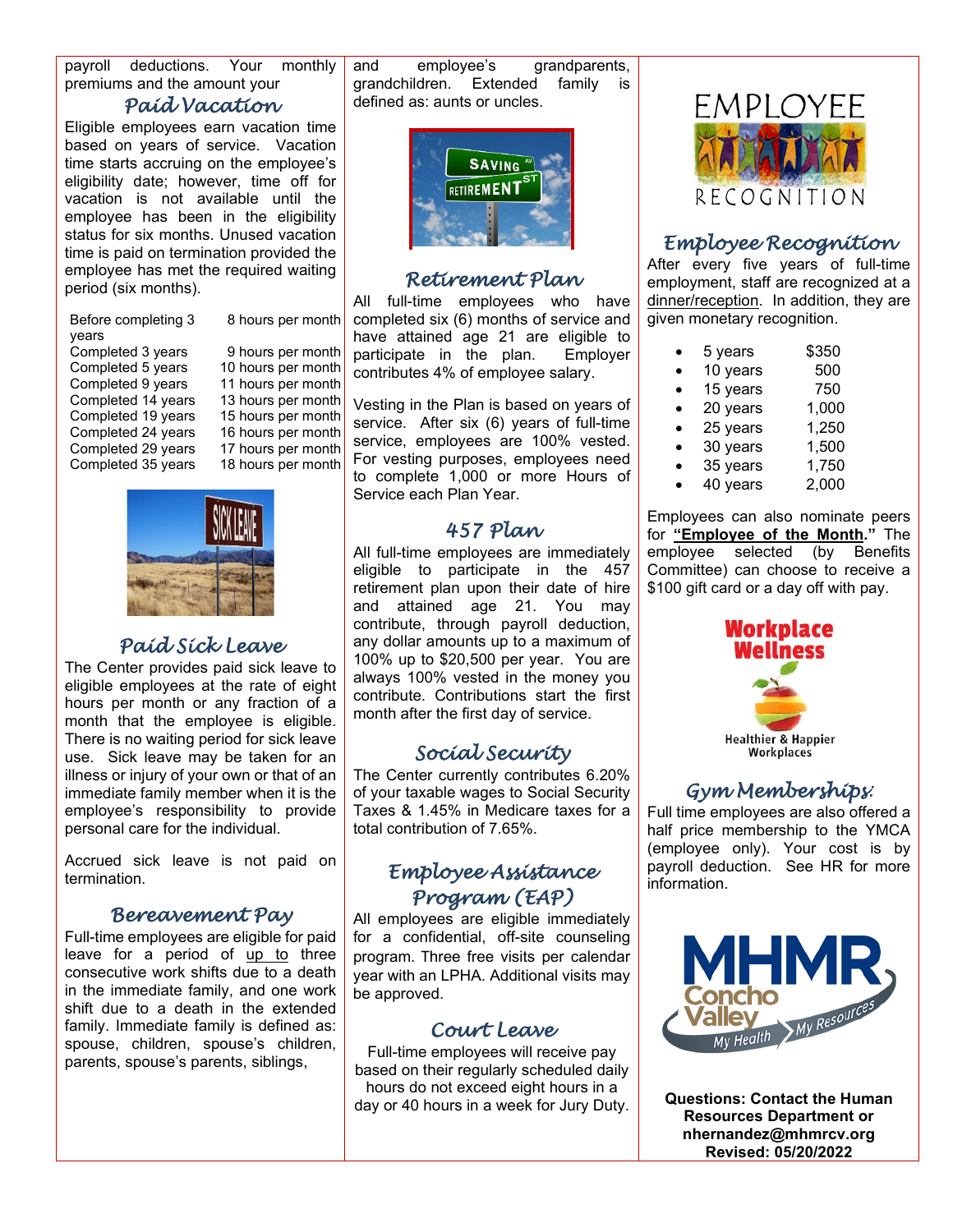payroll deductions. Your monthly premiums and the amount your

## Paid Vacation

Eligible employees earn vacation time based on years of service. Vacation time starts accruing on the employee's eligibility date; however, time off for vacation is not available until the employee has been in the eligibility status for six months. Unused vacation time is paid on termination provided the employee has met the required waiting period (six months).

| | |
|---|---|
| Before completing 3 years | 8 hours per month |
| Completed 3 years | 9 hours per month |
| Completed 5 years | 10 hours per month |
| Completed 9 years | 11 hours per month |
| Completed 14 years | 13 hours per month |
| Completed 19 years | 15 hours per month |
| Completed 24 years | 16 hours per month |
| Completed 29 years | 17 hours per month |
| Completed 35 years | 18 hours per month |

## Paid Sick Leave

The Center provides paid sick leave to eligible employees at the rate of eight hours per month or any fraction of a month that the employee is eligible. There is no waiting period for sick leave use. Sick leave may be taken for an illness or injury of your own or that of an immediate family member when it is the employee's responsibility to provide personal care for the individual.

Accrued sick leave is not paid on termination.

## Bereavement Pay

Full-time employees are eligible for paid leave for a period of up to three consecutive work shifts due to a death in the immediate family, and one work shift due to a death in the extended family. Immediate family is defined as: spouse, children, spouse's children, parents, spouse's parents, siblings, and employee's grandparents, grandchildren. Extended family is defined as: aunts or uncles.

## Retirement Plan

All full-time employees who have completed six (6) months of service and have attained age 21 are eligible to participate in the plan. Employer contributes 4% of employee salary.

Vesting in the Plan is based on years of service. After six (6) years of full-time service, employees are 100% vested. For vesting purposes, employees need to complete 1,000 or more Hours of Service each Plan Year.

## 457 Plan

All full-time employees are immediately eligible to participate in the 457 retirement plan upon their date of hire and attained age 21. You may contribute, through payroll deduction, any dollar amounts up to a maximum of 100% up to $20,500 per year. You are always 100% vested in the money you contribute. Contributions start the first month after the first day of service.

## Social Security

The Center currently contributes 6.20% of your taxable wages to Social Security Taxes & 1.45% in Medicare taxes for a total contribution of 7.65%.

## Employee Assistance Program (EAP)

All employees are eligible immediately for a confidential, off-site counseling program. Three free visits per calendar year with an LPHA. Additional visits may be approved.

## Court Leave

Full-time employees will receive pay based on their regularly scheduled daily hours do not exceed eight hours in a day or 40 hours in a week for Jury Duty.

## Employee Recognition

After every five years of full-time employment, staff are recognized at a dinner/reception. In addition, they are given monetary recognition.

- 5 years — $350
- 10 years — 500
- 15 years — 750
- 20 years — 1,000
- 25 years — 1,250
- 30 years — 1,500
- 35 years — 1,750
- 40 years — 2,000

Employees can also nominate peers for **"Employee of the Month."** The employee selected (by Benefits Committee) can choose to receive a $100 gift card or a day off with pay.

## Gym Memberships:

Full time employees are also offered a half price membership to the YMCA (employee only). Your cost is by payroll deduction. See HR for more information.

**Questions: Contact the Human Resources Department or nhernandez@mhmrcv.org**
**Revised: 05/20/2022**